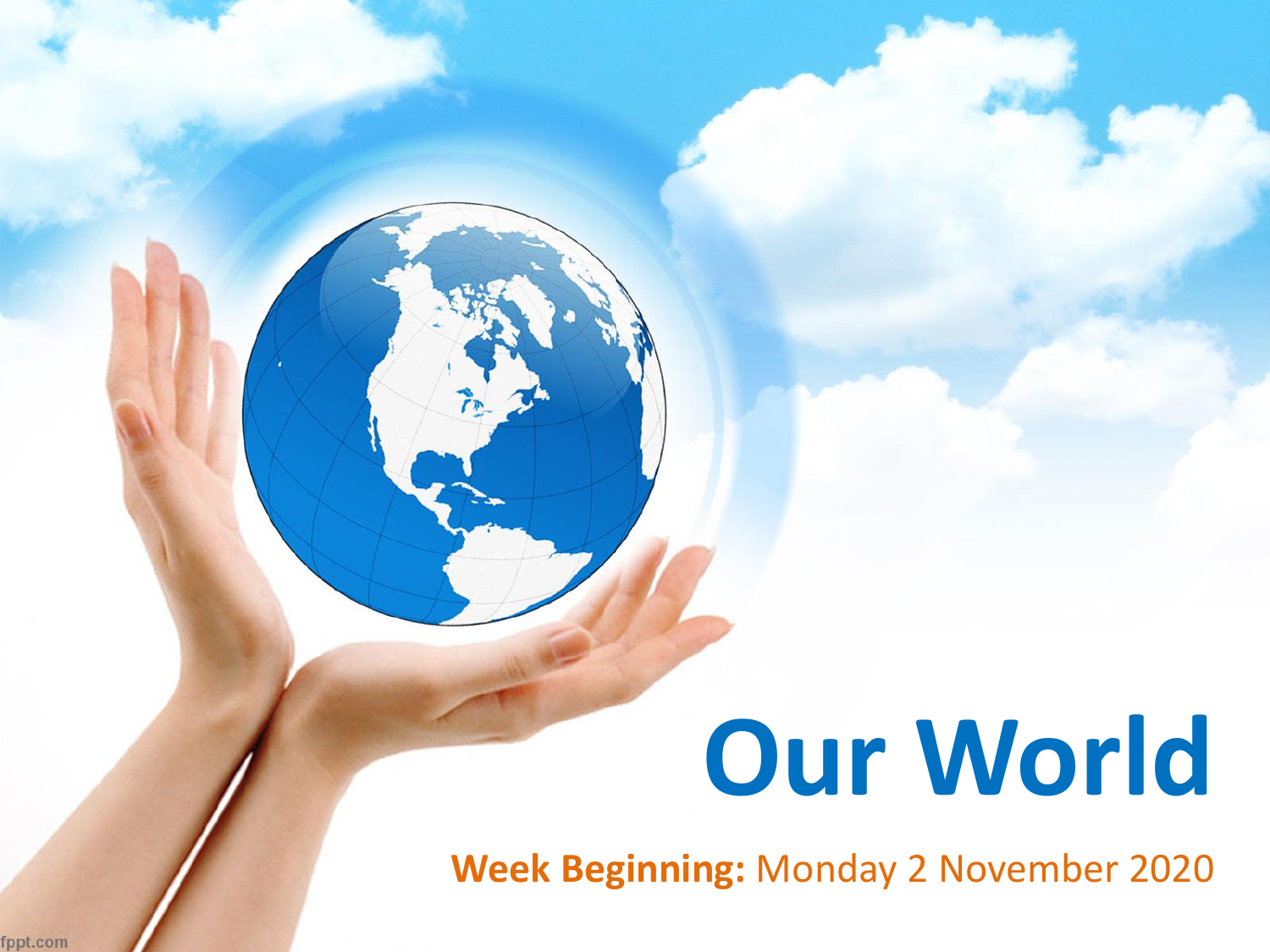# Our World

**Week Beginning:** Monday 2 November 2020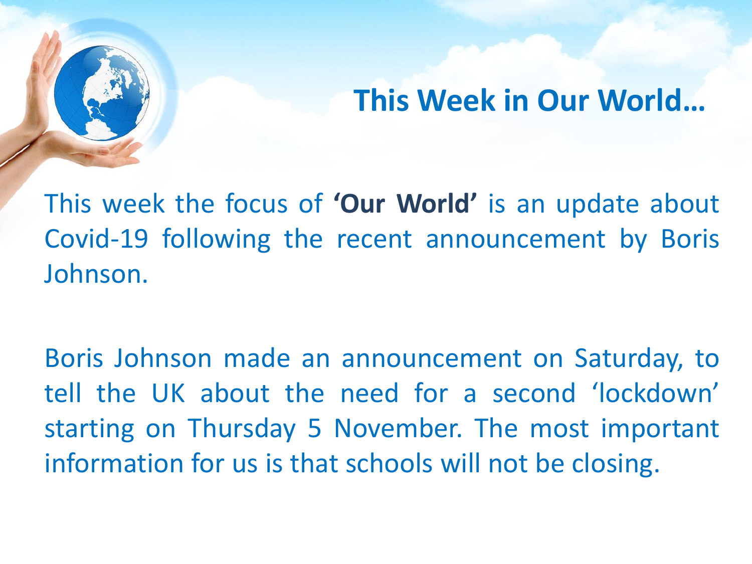## This Week in Our World…

This week the focus of **'Our World'** is an update about Covid-19 following the recent announcement by Boris Johnson.

Boris Johnson made an announcement on Saturday, to tell the UK about the need for a second 'lockdown' starting on Thursday 5 November. The most important information for us is that schools will not be closing.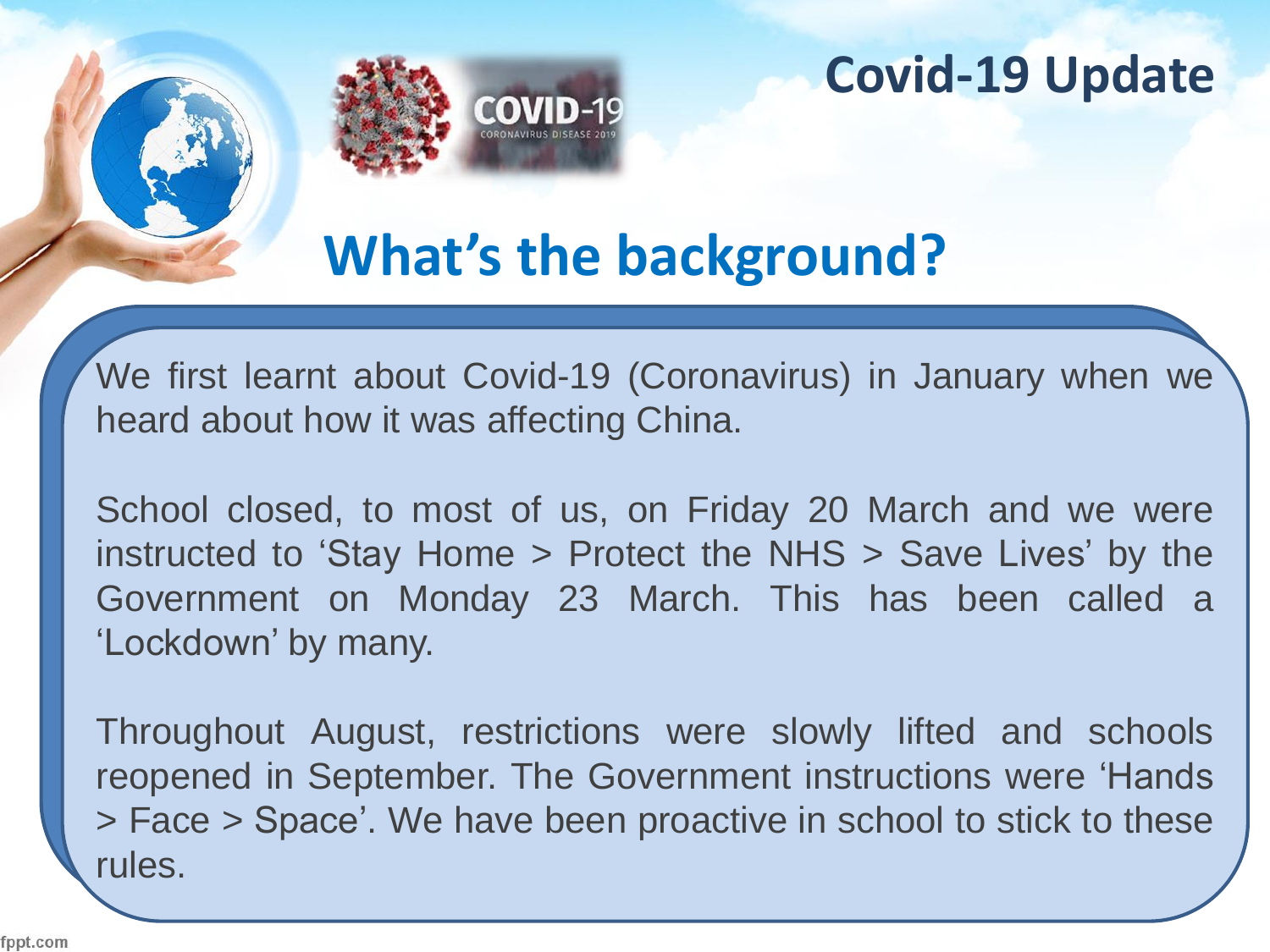# Covid-19 Update

## What's the background?

We first learnt about Covid-19 (Coronavirus) in January when we heard about how it was affecting China.

School closed, to most of us, on Friday 20 March and we were instructed to 'Stay Home > Protect the NHS > Save Lives' by the Government on Monday 23 March. This has been called a 'Lockdown' by many.

Throughout August, restrictions were slowly lifted and schools reopened in September. The Government instructions were 'Hands > Face > Space'. We have been proactive in school to stick to these rules.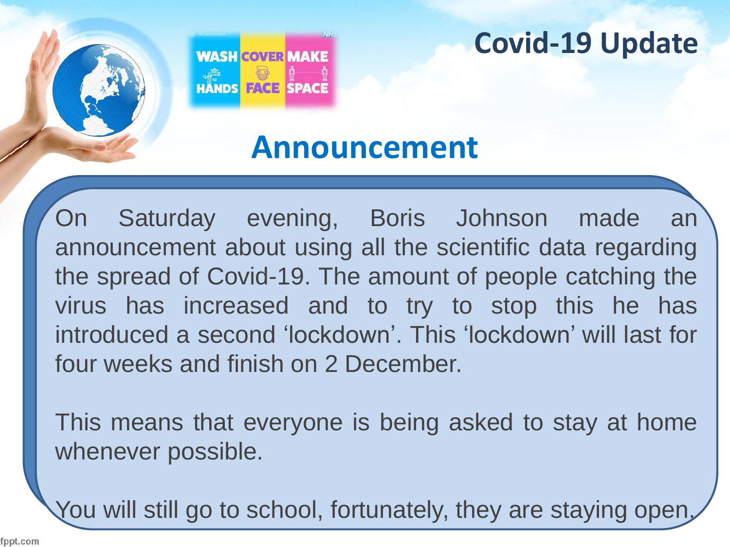# Covid-19 Update

WASH HANDS COVER FACE MAKE SPACE

## Announcement

On Saturday evening, Boris Johnson made an announcement about using all the scientific data regarding the spread of Covid-19. The amount of people catching the virus has increased and to try to stop this he has introduced a second ‘lockdown’. This ‘lockdown’ will last for four weeks and finish on 2 December.

This means that everyone is being asked to stay at home whenever possible.

You will still go to school, fortunately, they are staying open.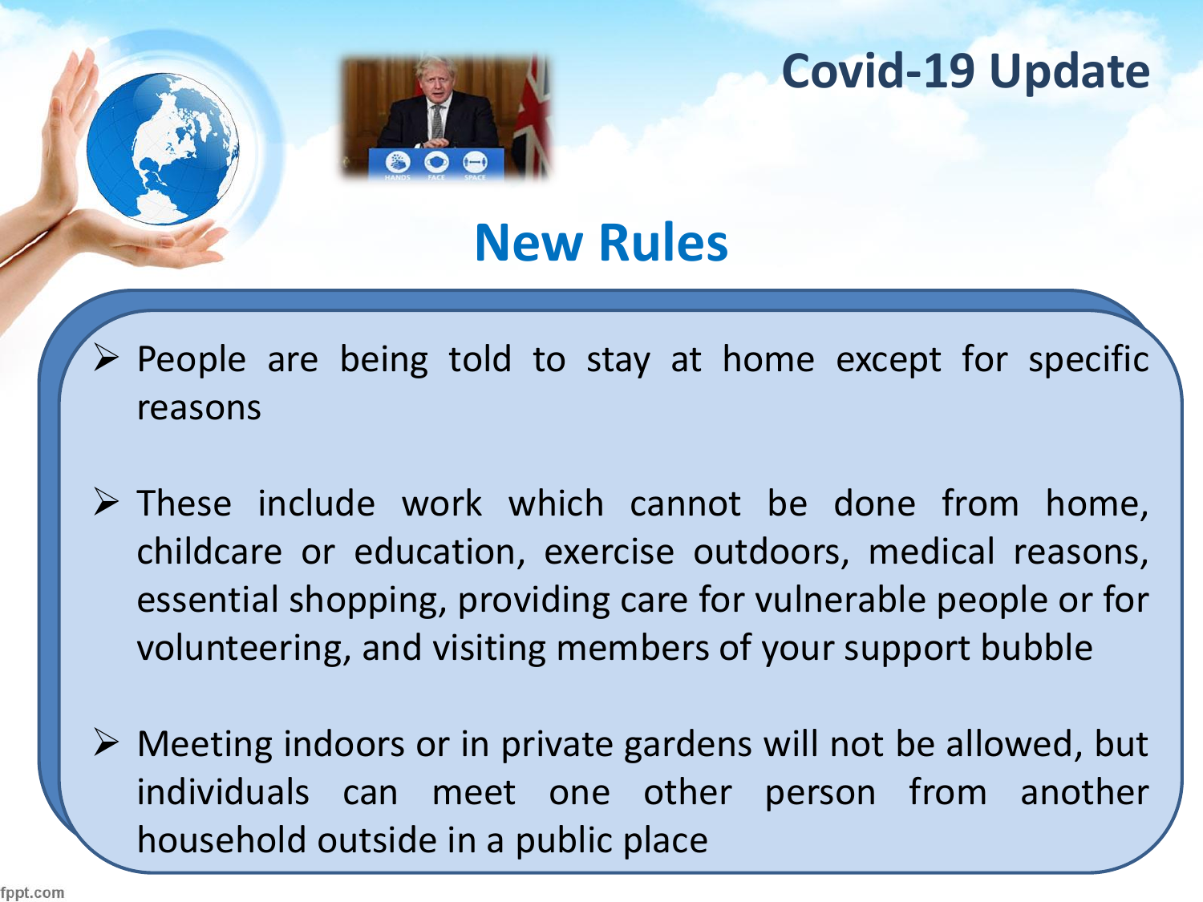# Covid-19 Update

## New Rules

- People are being told to stay at home except for specific reasons
- These include work which cannot be done from home, childcare or education, exercise outdoors, medical reasons, essential shopping, providing care for vulnerable people or for volunteering, and visiting members of your support bubble
- Meeting indoors or in private gardens will not be allowed, but individuals can meet one other person from another household outside in a public place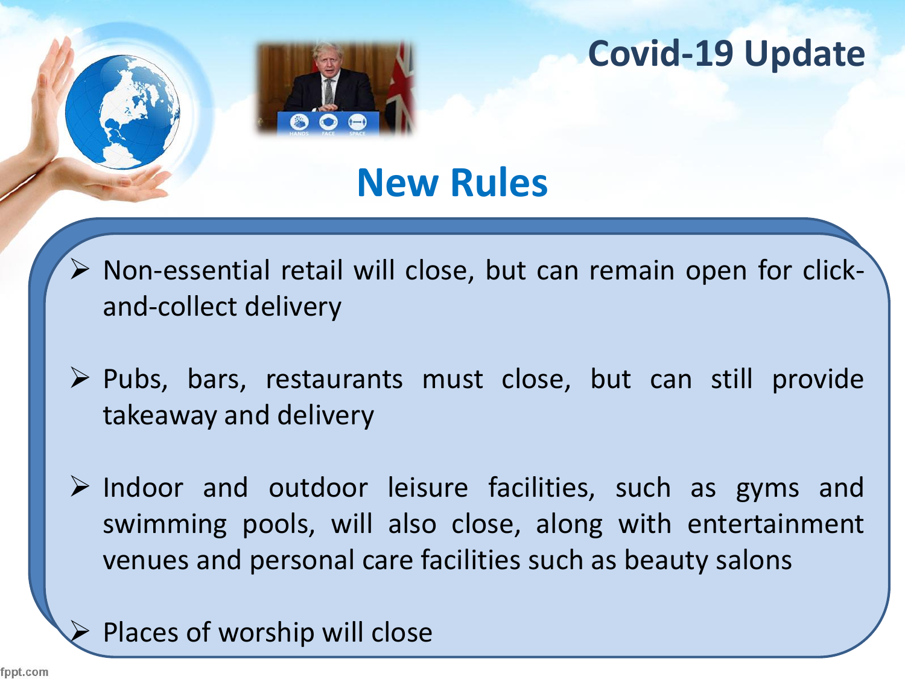# Covid-19 Update

## New Rules

- Non-essential retail will close, but can remain open for click-and-collect delivery
- Pubs, bars, restaurants must close, but can still provide takeaway and delivery
- Indoor and outdoor leisure facilities, such as gyms and swimming pools, will also close, along with entertainment venues and personal care facilities such as beauty salons
- Places of worship will close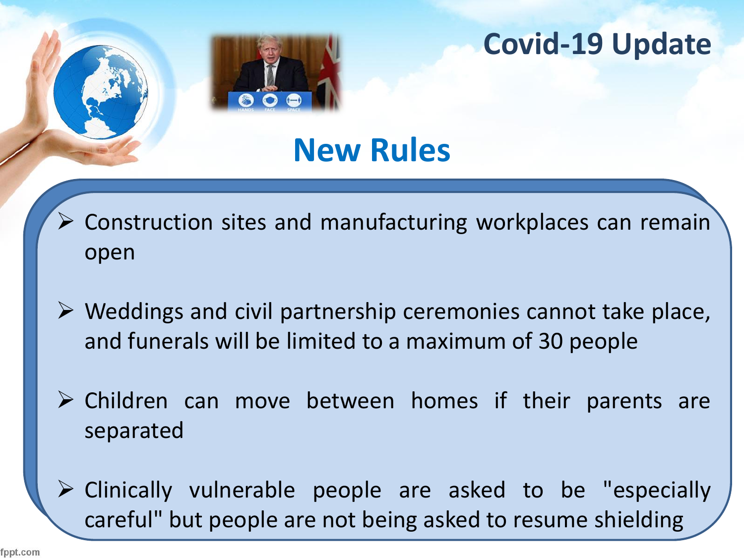# Covid-19 Update

## New Rules

- Construction sites and manufacturing workplaces can remain open
- Weddings and civil partnership ceremonies cannot take place, and funerals will be limited to a maximum of 30 people
- Children can move between homes if their parents are separated
- Clinically vulnerable people are asked to be "especially careful" but people are not being asked to resume shielding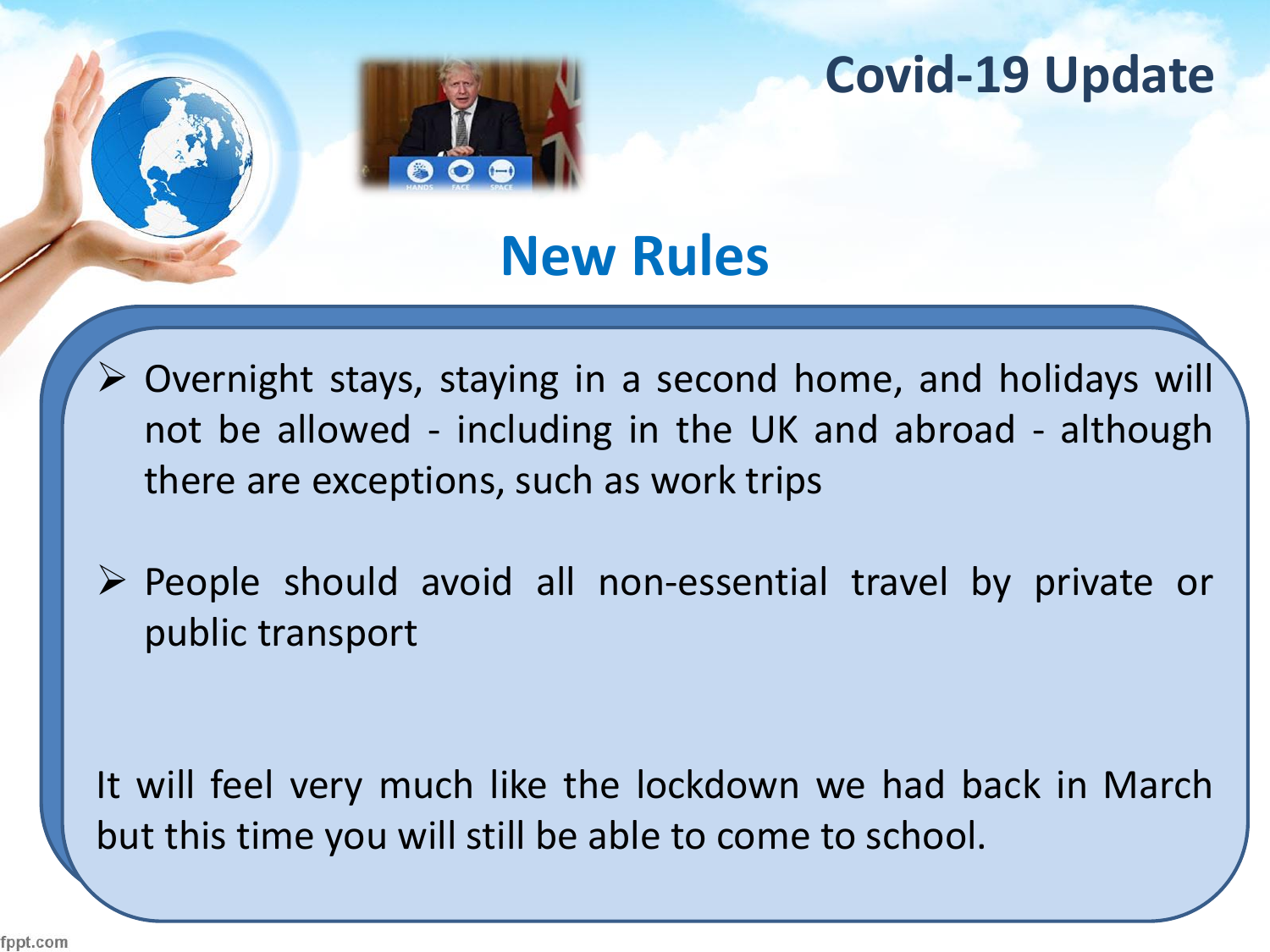# Covid-19 Update

## New Rules

- Overnight stays, staying in a second home, and holidays will not be allowed - including in the UK and abroad - although there are exceptions, such as work trips
- People should avoid all non-essential travel by private or public transport

It will feel very much like the lockdown we had back in March but this time you will still be able to come to school.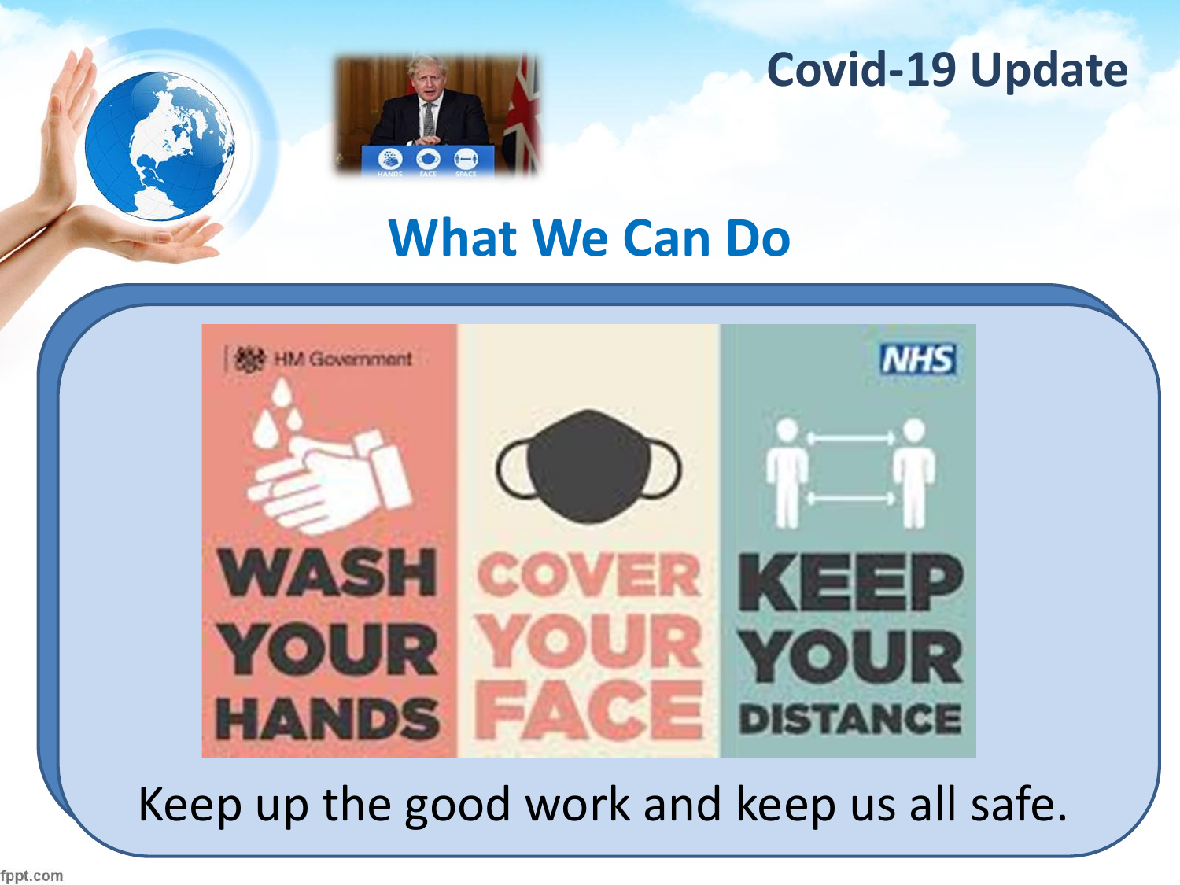# Covid-19 Update

## What We Can Do

WASH YOUR HANDS

COVER YOUR FACE

KEEP YOUR DISTANCE

Keep up the good work and keep us all safe.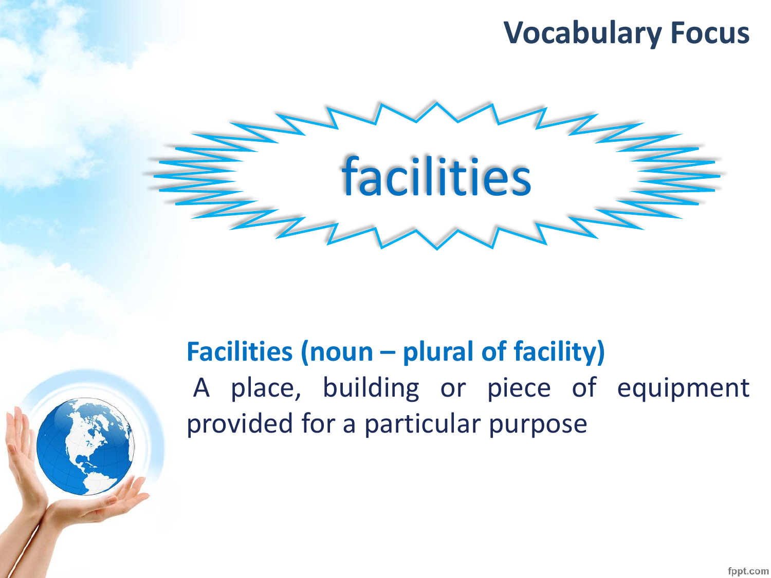# Vocabulary Focus

facilities

**Facilities (noun – plural of facility)**

A place, building or piece of equipment provided for a particular purpose